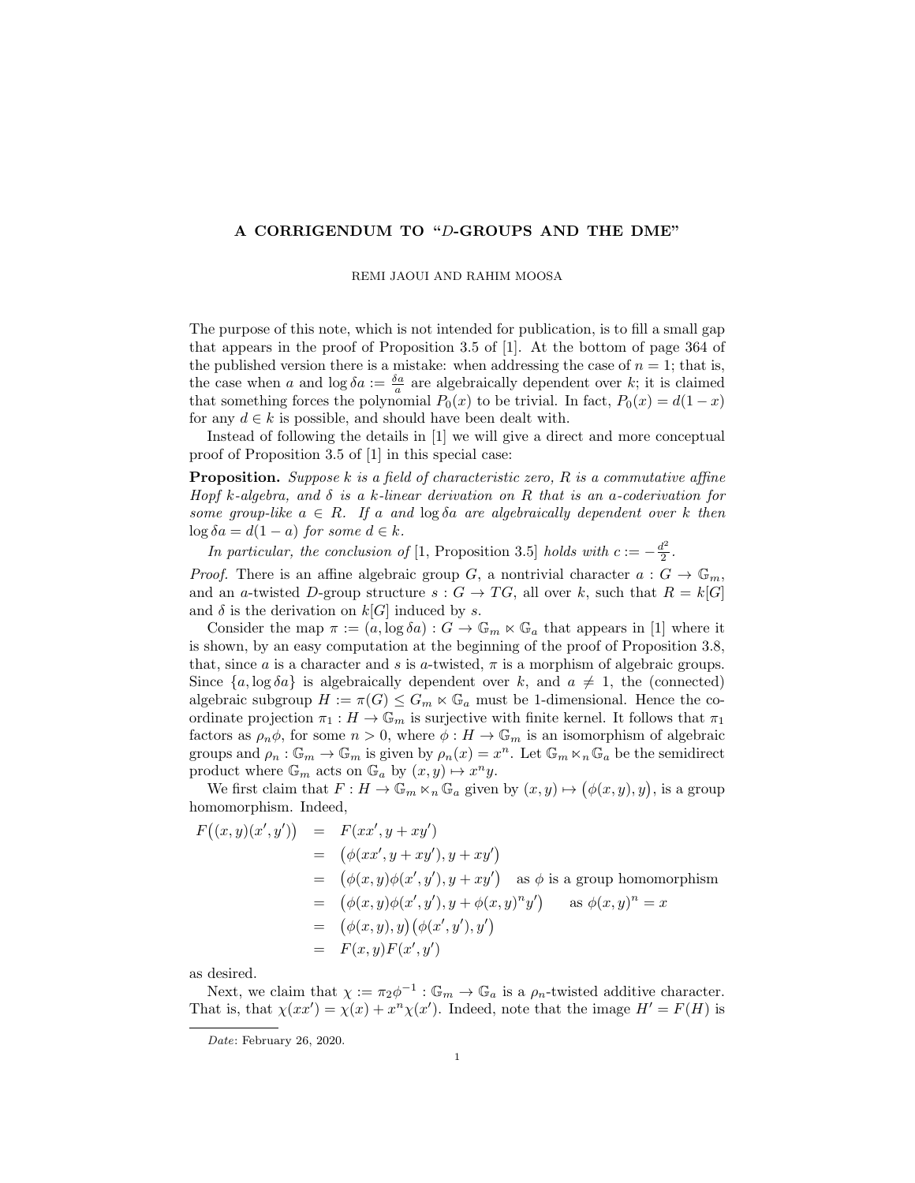# A CORRIGENDUM TO "$D$-GROUPS AND THE DME"

REMI JAOUI AND RAHIM MOOSA

The purpose of this note, which is not intended for publication, is to fill a small gap that appears in the proof of Proposition 3.5 of [1]. At the bottom of page 364 of the published version there is a mistake: when addressing the case of $n = 1$; that is, the case when $a$ and $\log \delta a := \frac{\delta a}{a}$ are algebraically dependent over $k$; it is claimed that something forces the polynomial $P_0(x)$ to be trivial. In fact, $P_0(x) = d(1-x)$ for any $d \in k$ is possible, and should have been dealt with.

Instead of following the details in [1] we will give a direct and more conceptual proof of Proposition 3.5 of [1] in this special case:

**Proposition.** *Suppose $k$ is a field of characteristic zero, $R$ is a commutative affine Hopf $k$-algebra, and $\delta$ is a $k$-linear derivation on $R$ that is an $a$-coderivation for some group-like $a \in R$. If $a$ and $\log \delta a$ are algebraically dependent over $k$ then $\log \delta a = d(1-a)$ for some $d \in k$.*

*In particular, the conclusion of* [1, Proposition 3.5] *holds with $c := -\frac{d^2}{2}$.*

*Proof.* There is an affine algebraic group $G$, a nontrivial character $a : G \to \mathbb{G}_m$, and an $a$-twisted $D$-group structure $s : G \to TG$, all over $k$, such that $R = k[G]$ and $\delta$ is the derivation on $k[G]$ induced by $s$.

Consider the map $\pi := (a, \log \delta a) : G \to \mathbb{G}_m \ltimes \mathbb{G}_a$ that appears in [1] where it is shown, by an easy computation at the beginning of the proof of Proposition 3.8, that, since $a$ is a character and $s$ is $a$-twisted, $\pi$ is a morphism of algebraic groups. Since $\{a, \log \delta a\}$ is algebraically dependent over $k$, and $a \neq 1$, the (connected) algebraic subgroup $H := \pi(G) \leq G_m \ltimes G_a$ must be 1-dimensional. Hence the coordinate projection $\pi_1 : H \to \mathbb{G}_m$ is surjective with finite kernel. It follows that $\pi_1$ factors as $\rho_n \phi$, for some $n > 0$, where $\phi : H \to \mathbb{G}_m$ is an isomorphism of algebraic groups and $\rho_n : \mathbb{G}_m \to \mathbb{G}_m$ is given by $\rho_n(x) = x^n$. Let $\mathbb{G}_m \ltimes_n \mathbb{G}_a$ be the semidirect product where $\mathbb{G}_m$ acts on $\mathbb{G}_a$ by $(x, y) \mapsto x^n y$.

We first claim that $F : H \to \mathbb{G}_m \ltimes_n \mathbb{G}_a$ given by $(x, y) \mapsto \big(\phi(x, y), y\big)$, is a group homomorphism. Indeed,

$$
\begin{aligned}
F\big((x,y)(x',y')\big) &= F(xx', y + xy') \\
&= \big(\phi(xx', y + xy'), y + xy'\big) \\
&= \big(\phi(x,y)\phi(x',y'), y + xy'\big) \quad \text{as } \phi \text{ is a group homomorphism} \\
&= \big(\phi(x,y)\phi(x',y'), y + \phi(x,y)^n y'\big) \qquad \text{as } \phi(x,y)^n = x \\
&= \big(\phi(x,y), y\big)\big(\phi(x',y'), y'\big) \\
&= F(x,y)F(x',y')
\end{aligned}
$$

as desired.

Next, we claim that $\chi := \pi_2 \phi^{-1} : \mathbb{G}_m \to \mathbb{G}_a$ is a $\rho_n$-twisted additive character. That is, that $\chi(xx') = \chi(x) + x^n \chi(x')$. Indeed, note that the image $H' = F(H)$ is

---

*Date*: February 26, 2020.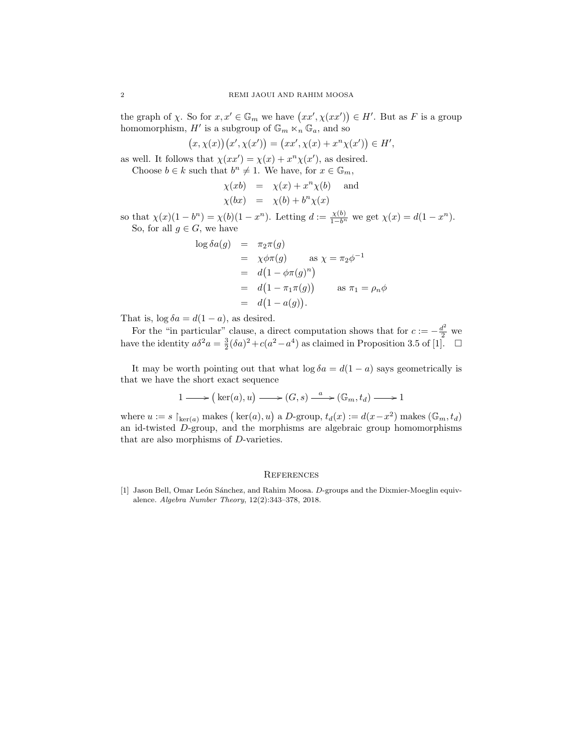the graph of $\chi$. So for $x, x' \in \mathbb{G}_m$ we have $\big(xx', \chi(xx')\big) \in H'$. But as $F$ is a group homomorphism, $H'$ is a subgroup of $\mathbb{G}_m \ltimes_n \mathbb{G}_a$, and so

$$\big(x, \chi(x)\big)\big(x', \chi(x')\big) = \big(xx', \chi(x) + x^n \chi(x')\big) \in H',$$

as well. It follows that $\chi(xx') = \chi(x) + x^n \chi(x')$, as desired.

Choose $b \in k$ such that $b^n \neq 1$. We have, for $x \in \mathbb{G}_m$,

$$\begin{aligned} \chi(xb) &= \chi(x) + x^n \chi(b) \quad \text{ and} \\ \chi(bx) &= \chi(b) + b^n \chi(x) \end{aligned}$$

so that $\chi(x)(1 - b^n) = \chi(b)(1 - x^n)$. Letting $d := \frac{\chi(b)}{1-b^n}$ we get $\chi(x) = d(1 - x^n)$.

So, for all $g \in G$, we have

$$\begin{aligned} \log \delta a(g) &= \pi_2 \pi(g) \\ &= \chi \phi \pi(g) \qquad \text{as } \chi = \pi_2 \phi^{-1} \\ &= d\big(1 - \phi\pi(g)^n\big) \\ &= d\big(1 - \pi_1 \pi(g)\big) \qquad \text{as } \pi_1 = \rho_n \phi \\ &= d\big(1 - a(g)\big). \end{aligned}$$

That is, $\log \delta a = d(1 - a)$, as desired.

For the "in particular" clause, a direct computation shows that for $c := -\frac{d^2}{2}$ we have the identity $a\delta^2 a = \frac{3}{2}(\delta a)^2 + c(a^2 - a^4)$ as claimed in Proposition 3.5 of [1]. $\square$

It may be worth pointing out that what $\log \delta a = d(1 - a)$ says geometrically is that we have the short exact sequence

$$1 \longrightarrow \big(\ker(a), u\big) \longrightarrow (G, s) \xrightarrow{\ a\ } (\mathbb{G}_m, t_d) \longrightarrow 1$$

where $u := s \restriction_{\ker(a)}$ makes $\big(\ker(a), u\big)$ a $D$-group, $t_d(x) := d(x - x^2)$ makes $(\mathbb{G}_m, t_d)$ an id-twisted $D$-group, and the morphisms are algebraic group homomorphisms that are also morphisms of $D$-varieties.

## References

[1] Jason Bell, Omar León Sánchez, and Rahim Moosa. *D*-groups and the Dixmier-Moeglin equivalence. *Algebra Number Theory*, 12(2):343–378, 2018.